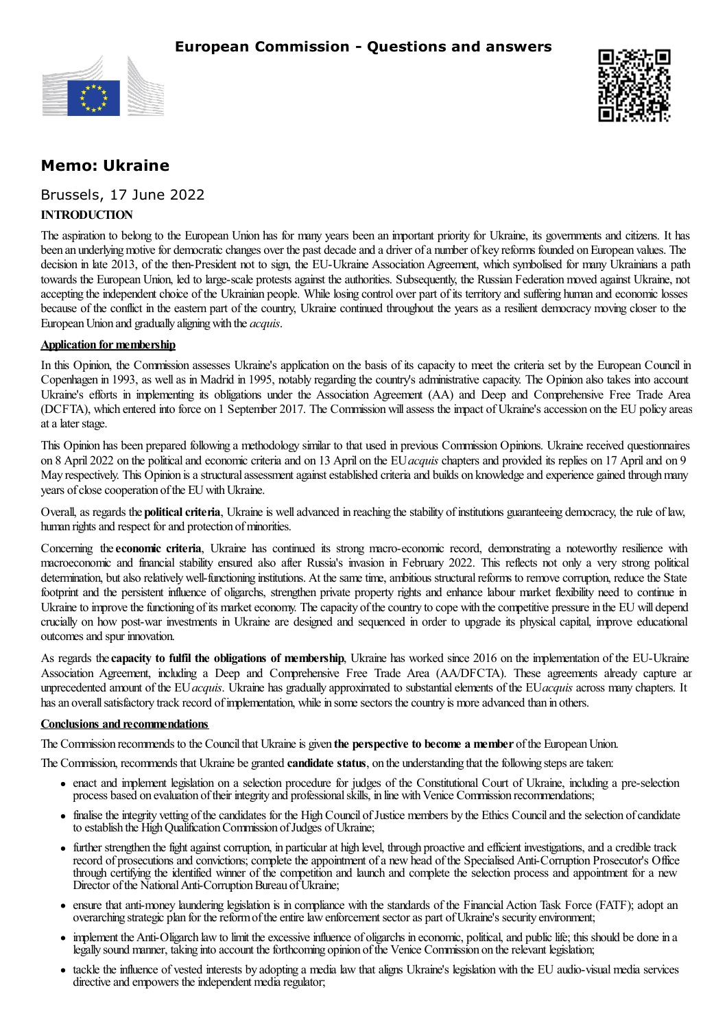# European Commission - Questions and answers

## Memo: Ukraine

Brussels, 17 June 2022

**INTRODUCTION**

The aspiration to belong to the European Union has for many years been an important priority for Ukraine, its governments and citizens. It has been an underlying motive for democratic changes over the past decade and a driver of a number of key reforms founded on European values. The decision in late 2013, of the then-President not to sign, the EU-Ukraine Association Agreement, which symbolised for many Ukrainians a path towards the European Union, led to large-scale protests against the authorities. Subsequently, the Russian Federation moved against Ukraine, not accepting the independent choice of the Ukrainian people. While losing control over part of its territory and suffering human and economic losses because of the conflict in the eastern part of the country, Ukraine continued throughout the years as a resilient democracy moving closer to the European Union and gradually aligning with the *acquis*.

**Application for membership**

In this Opinion, the Commission assesses Ukraine's application on the basis of its capacity to meet the criteria set by the European Council in Copenhagen in 1993, as well as in Madrid in 1995, notably regarding the country's administrative capacity. The Opinion also takes into account Ukraine's efforts in implementing its obligations under the Association Agreement (AA) and Deep and Comprehensive Free Trade Area (DCFTA), which entered into force on 1 September 2017. The Commission will assess the impact of Ukraine's accession on the EU policy areas at a later stage.

This Opinion has been prepared following a methodology similar to that used in previous Commission Opinions. Ukraine received questionnaires on 8 April 2022 on the political and economic criteria and on 13 April on the EU *acquis* chapters and provided its replies on 17 April and on 9 May respectively. This Opinion is a structural assessment against established criteria and builds on knowledge and experience gained through many years of close cooperation of the EU with Ukraine.

Overall, as regards the **political criteria**, Ukraine is well advanced in reaching the stability of institutions guaranteeing democracy, the rule of law, human rights and respect for and protection of minorities.

Concerning the **economic criteria**, Ukraine has continued its strong macro-economic record, demonstrating a noteworthy resilience with macroeconomic and financial stability ensured also after Russia's invasion in February 2022. This reflects not only a very strong political determination, but also relatively well-functioning institutions. At the same time, ambitious structural reforms to remove corruption, reduce the State footprint and the persistent influence of oligarchs, strengthen private property rights and enhance labour market flexibility need to continue in Ukraine to improve the functioning of its market economy. The capacity of the country to cope with the competitive pressure in the EU will depend crucially on how post-war investments in Ukraine are designed and sequenced in order to upgrade its physical capital, improve educational outcomes and spur innovation.

As regards the **capacity to fulfil the obligations of membership**, Ukraine has worked since 2016 on the implementation of the EU-Ukraine Association Agreement, including a Deep and Comprehensive Free Trade Area (AA/DFCTA). These agreements already capture an unprecedented amount of the EU *acquis*. Ukraine has gradually approximated to substantial elements of the EU *acquis* across many chapters. It has an overall satisfactory track record of implementation, while in some sectors the country is more advanced than in others.

**Conclusions and recommendations**

The Commission recommends to the Council that Ukraine is given **the perspective to become a member** of the European Union.

The Commission, recommends that Ukraine be granted **candidate status**, on the understanding that the following steps are taken:

- enact and implement legislation on a selection procedure for judges of the Constitutional Court of Ukraine, including a pre-selection process based on evaluation of their integrity and professional skills, in line with Venice Commission recommendations;
- finalise the integrity vetting of the candidates for the High Council of Justice members by the Ethics Council and the selection of candidate to establish the High Qualification Commission of Judges of Ukraine;
- further strengthen the fight against corruption, in particular at high level, through proactive and efficient investigations, and a credible track record of prosecutions and convictions; complete the appointment of a new head of the Specialised Anti-Corruption Prosecutor's Office through certifying the identified winner of the competition and launch and complete the selection process and appointment for a new Director of the National Anti-Corruption Bureau of Ukraine;
- ensure that anti-money laundering legislation is in compliance with the standards of the Financial Action Task Force (FATF); adopt an overarching strategic plan for the reform of the entire law enforcement sector as part of Ukraine's security environment;
- implement the Anti-Oligarch law to limit the excessive influence of oligarchs in economic, political, and public life; this should be done in a legally sound manner, taking into account the forthcoming opinion of the Venice Commission on the relevant legislation;
- tackle the influence of vested interests by adopting a media law that aligns Ukraine's legislation with the EU audio-visual media services directive and empowers the independent media regulator;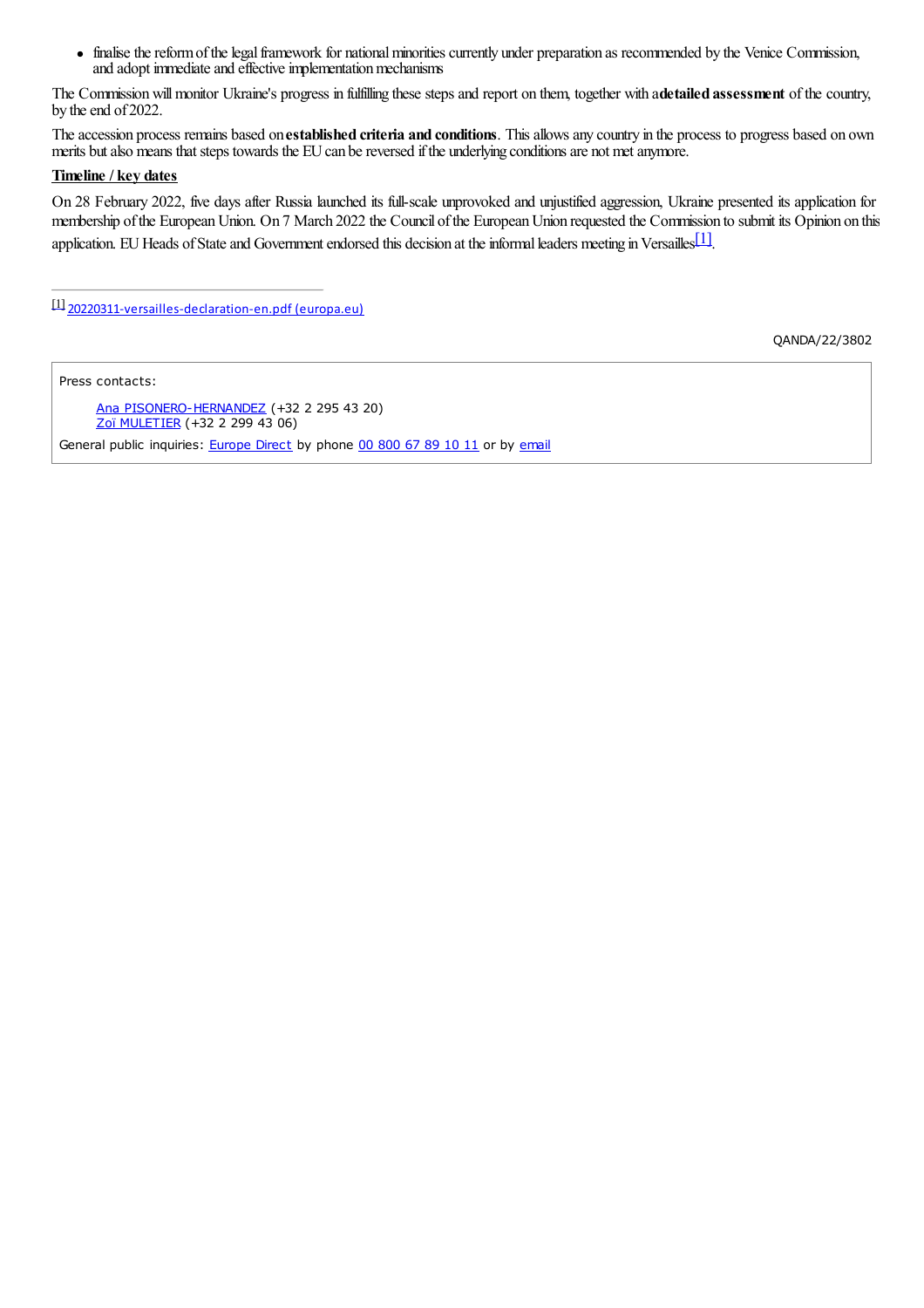- finalise the reform of the legal framework for national minorities currently under preparation as recommended by the Venice Commission, and adopt immediate and effective implementation mechanisms

The Commission will monitor Ukraine's progress in fulfilling these steps and report on them, together with a **detailed assessment** of the country, by the end of 2022.

The accession process remains based on **established criteria and conditions**. This allows any country in the process to progress based on own merits but also means that steps towards the EU can be reversed if the underlying conditions are not met anymore.

**Timeline / key dates**

On 28 February 2022, five days after Russia launched its full-scale unprovoked and unjustified aggression, Ukraine presented its application for membership of the European Union. On 7 March 2022 the Council of the European Union requested the Commission to submit its Opinion on this application. EU Heads of State and Government endorsed this decision at the informal leaders meeting in Versailles[1].

---

[1] 20220311-versailles-declaration-en.pdf (europa.eu)

QANDA/22/3802

Press contacts:

Ana PISONERO-HERNANDEZ (+32 2 295 43 20)
Zoï MULETIER (+32 2 299 43 06)

General public inquiries: Europe Direct by phone 00 800 67 89 10 11 or by email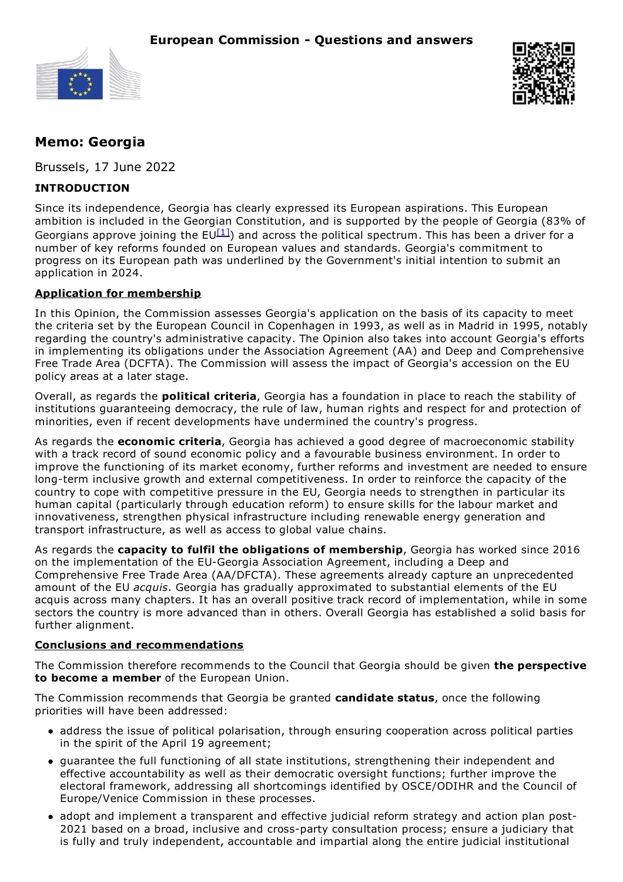**European Commission - Questions and answers**

# Memo: Georgia

Brussels, 17 June 2022

**INTRODUCTION**

Since its independence, Georgia has clearly expressed its European aspirations. This European ambition is included in the Georgian Constitution, and is supported by the people of Georgia (83% of Georgians approve joining the EU[1]) and across the political spectrum. This has been a driver for a number of key reforms founded on European values and standards. Georgia's commitment to progress on its European path was underlined by the Government's initial intention to submit an application in 2024.

**Application for membership**

In this Opinion, the Commission assesses Georgia's application on the basis of its capacity to meet the criteria set by the European Council in Copenhagen in 1993, as well as in Madrid in 1995, notably regarding the country's administrative capacity. The Opinion also takes into account Georgia's efforts in implementing its obligations under the Association Agreement (AA) and Deep and Comprehensive Free Trade Area (DCFTA). The Commission will assess the impact of Georgia's accession on the EU policy areas at a later stage.

Overall, as regards the **political criteria**, Georgia has a foundation in place to reach the stability of institutions guaranteeing democracy, the rule of law, human rights and respect for and protection of minorities, even if recent developments have undermined the country's progress.

As regards the **economic criteria**, Georgia has achieved a good degree of macroeconomic stability with a track record of sound economic policy and a favourable business environment. In order to improve the functioning of its market economy, further reforms and investment are needed to ensure long-term inclusive growth and external competitiveness. In order to reinforce the capacity of the country to cope with competitive pressure in the EU, Georgia needs to strengthen in particular its human capital (particularly through education reform) to ensure skills for the labour market and innovativeness, strengthen physical infrastructure including renewable energy generation and transport infrastructure, as well as access to global value chains.

As regards the **capacity to fulfil the obligations of membership**, Georgia has worked since 2016 on the implementation of the EU-Georgia Association Agreement, including a Deep and Comprehensive Free Trade Area (AA/DFCTA). These agreements already capture an unprecedented amount of the EU *acquis*. Georgia has gradually approximated to substantial elements of the EU acquis across many chapters. It has an overall positive track record of implementation, while in some sectors the country is more advanced than in others. Overall Georgia has established a solid basis for further alignment.

**Conclusions and recommendations**

The Commission therefore recommends to the Council that Georgia should be given **the perspective to become a member** of the European Union.

The Commission recommends that Georgia be granted **candidate status**, once the following priorities will have been addressed:

- address the issue of political polarisation, through ensuring cooperation across political parties in the spirit of the April 19 agreement;
- guarantee the full functioning of all state institutions, strengthening their independent and effective accountability as well as their democratic oversight functions; further improve the electoral framework, addressing all shortcomings identified by OSCE/ODIHR and the Council of Europe/Venice Commission in these processes.
- adopt and implement a transparent and effective judicial reform strategy and action plan post-2021 based on a broad, inclusive and cross-party consultation process; ensure a judiciary that is fully and truly independent, accountable and impartial along the entire judicial institutional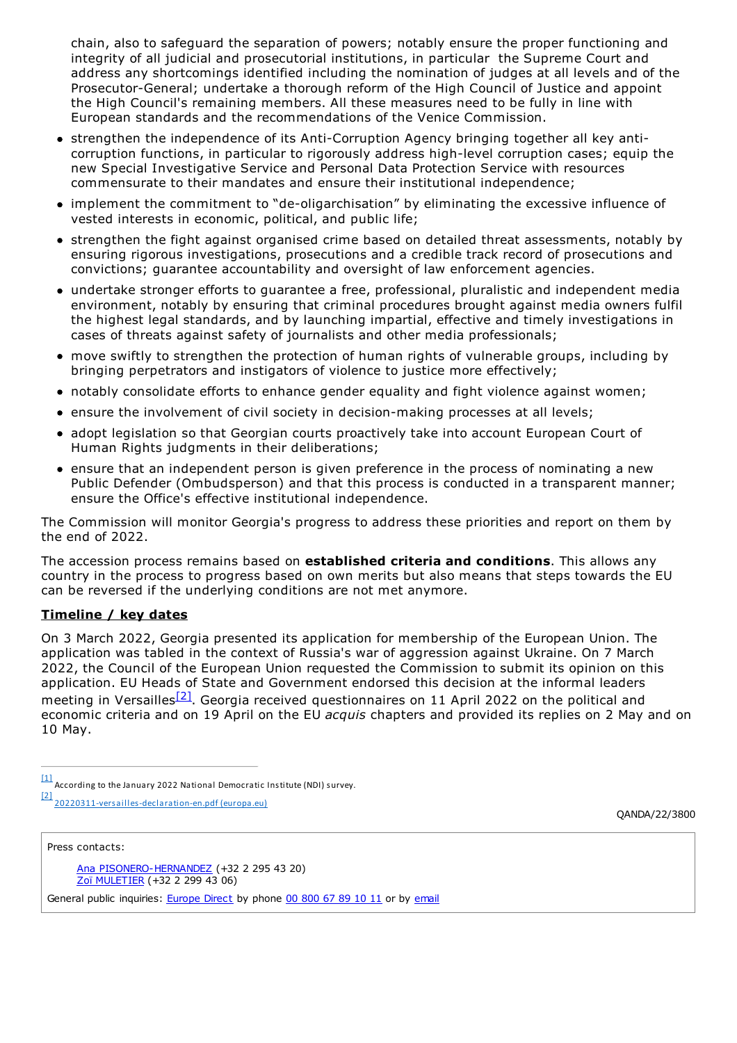chain, also to safeguard the separation of powers; notably ensure the proper functioning and integrity of all judicial and prosecutorial institutions, in particular the Supreme Court and address any shortcomings identified including the nomination of judges at all levels and of the Prosecutor-General; undertake a thorough reform of the High Council of Justice and appoint the High Council's remaining members. All these measures need to be fully in line with European standards and the recommendations of the Venice Commission.

- strengthen the independence of its Anti-Corruption Agency bringing together all key anti-corruption functions, in particular to rigorously address high-level corruption cases; equip the new Special Investigative Service and Personal Data Protection Service with resources commensurate to their mandates and ensure their institutional independence;
- implement the commitment to "de-oligarchisation" by eliminating the excessive influence of vested interests in economic, political, and public life;
- strengthen the fight against organised crime based on detailed threat assessments, notably by ensuring rigorous investigations, prosecutions and a credible track record of prosecutions and convictions; guarantee accountability and oversight of law enforcement agencies.
- undertake stronger efforts to guarantee a free, professional, pluralistic and independent media environment, notably by ensuring that criminal procedures brought against media owners fulfil the highest legal standards, and by launching impartial, effective and timely investigations in cases of threats against safety of journalists and other media professionals;
- move swiftly to strengthen the protection of human rights of vulnerable groups, including by bringing perpetrators and instigators of violence to justice more effectively;
- notably consolidate efforts to enhance gender equality and fight violence against women;
- ensure the involvement of civil society in decision-making processes at all levels;
- adopt legislation so that Georgian courts proactively take into account European Court of Human Rights judgments in their deliberations;
- ensure that an independent person is given preference in the process of nominating a new Public Defender (Ombudsperson) and that this process is conducted in a transparent manner; ensure the Office's effective institutional independence.

The Commission will monitor Georgia's progress to address these priorities and report on them by the end of 2022.

The accession process remains based on **established criteria and conditions**. This allows any country in the process to progress based on own merits but also means that steps towards the EU can be reversed if the underlying conditions are not met anymore.

## Timeline / key dates

On 3 March 2022, Georgia presented its application for membership of the European Union. The application was tabled in the context of Russia's war of aggression against Ukraine. On 7 March 2022, the Council of the European Union requested the Commission to submit its opinion on this application. EU Heads of State and Government endorsed this decision at the informal leaders meeting in Versailles[2]. Georgia received questionnaires on 11 April 2022 on the political and economic criteria and on 19 April on the EU *acquis* chapters and provided its replies on 2 May and on 10 May.

---

[1] According to the January 2022 National Democratic Institute (NDI) survey.

[2] 20220311-versailles-declaration-en.pdf (europa.eu)

QANDA/22/3800

Press contacts:

Ana PISONERO-HERNANDEZ (+32 2 295 43 20)
Zoï MULETIER (+32 2 299 43 06)

General public inquiries: Europe Direct by phone 00 800 67 89 10 11 or by email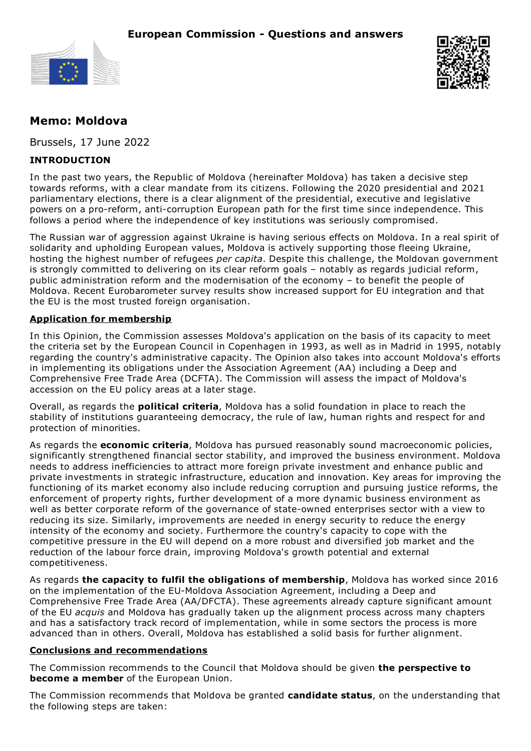**European Commission - Questions and answers**

## Memo: Moldova

Brussels, 17 June 2022

### INTRODUCTION

In the past two years, the Republic of Moldova (hereinafter Moldova) has taken a decisive step towards reforms, with a clear mandate from its citizens. Following the 2020 presidential and 2021 parliamentary elections, there is a clear alignment of the presidential, executive and legislative powers on a pro-reform, anti-corruption European path for the first time since independence. This follows a period where the independence of key institutions was seriously compromised.

The Russian war of aggression against Ukraine is having serious effects on Moldova. In a real spirit of solidarity and upholding European values, Moldova is actively supporting those fleeing Ukraine, hosting the highest number of refugees *per capita*. Despite this challenge, the Moldovan government is strongly committed to delivering on its clear reform goals – notably as regards judicial reform, public administration reform and the modernisation of the economy – to benefit the people of Moldova. Recent Eurobarometer survey results show increased support for EU integration and that the EU is the most trusted foreign organisation.

### Application for membership

In this Opinion, the Commission assesses Moldova's application on the basis of its capacity to meet the criteria set by the European Council in Copenhagen in 1993, as well as in Madrid in 1995, notably regarding the country's administrative capacity. The Opinion also takes into account Moldova's efforts in implementing its obligations under the Association Agreement (AA) including a Deep and Comprehensive Free Trade Area (DCFTA). The Commission will assess the impact of Moldova's accession on the EU policy areas at a later stage.

Overall, as regards the **political criteria**, Moldova has a solid foundation in place to reach the stability of institutions guaranteeing democracy, the rule of law, human rights and respect for and protection of minorities.

As regards the **economic criteria**, Moldova has pursued reasonably sound macroeconomic policies, significantly strengthened financial sector stability, and improved the business environment. Moldova needs to address inefficiencies to attract more foreign private investment and enhance public and private investments in strategic infrastructure, education and innovation. Key areas for improving the functioning of its market economy also include reducing corruption and pursuing justice reforms, the enforcement of property rights, further development of a more dynamic business environment as well as better corporate reform of the governance of state-owned enterprises sector with a view to reducing its size. Similarly, improvements are needed in energy security to reduce the energy intensity of the economy and society. Furthermore the country's capacity to cope with the competitive pressure in the EU will depend on a more robust and diversified job market and the reduction of the labour force drain, improving Moldova's growth potential and external competitiveness.

As regards **the capacity to fulfil the obligations of membership**, Moldova has worked since 2016 on the implementation of the EU-Moldova Association Agreement, including a Deep and Comprehensive Free Trade Area (AA/DFCTA). These agreements already capture significant amount of the EU *acquis* and Moldova has gradually taken up the alignment process across many chapters and has a satisfactory track record of implementation, while in some sectors the process is more advanced than in others. Overall, Moldova has established a solid basis for further alignment.

### Conclusions and recommendations

The Commission recommends to the Council that Moldova should be given **the perspective to become a member** of the European Union.

The Commission recommends that Moldova be granted **candidate status**, on the understanding that the following steps are taken: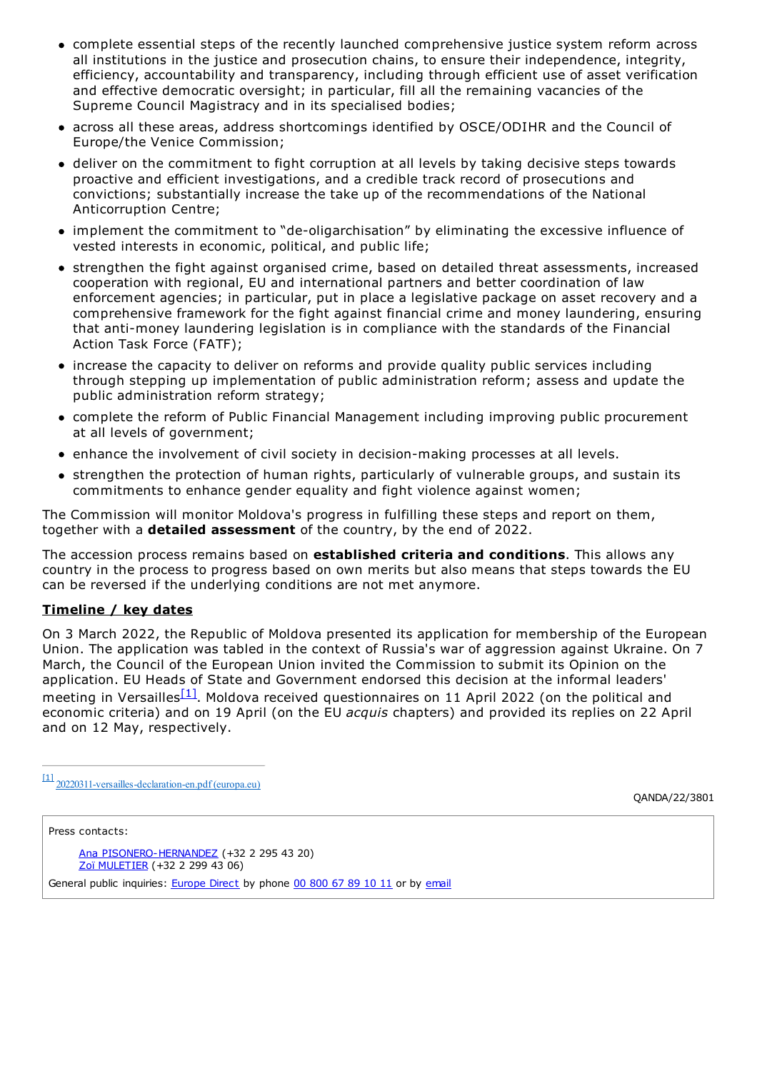- complete essential steps of the recently launched comprehensive justice system reform across all institutions in the justice and prosecution chains, to ensure their independence, integrity, efficiency, accountability and transparency, including through efficient use of asset verification and effective democratic oversight; in particular, fill all the remaining vacancies of the Supreme Council Magistracy and in its specialised bodies;
- across all these areas, address shortcomings identified by OSCE/ODIHR and the Council of Europe/the Venice Commission;
- deliver on the commitment to fight corruption at all levels by taking decisive steps towards proactive and efficient investigations, and a credible track record of prosecutions and convictions; substantially increase the take up of the recommendations of the National Anticorruption Centre;
- implement the commitment to "de-oligarchisation" by eliminating the excessive influence of vested interests in economic, political, and public life;
- strengthen the fight against organised crime, based on detailed threat assessments, increased cooperation with regional, EU and international partners and better coordination of law enforcement agencies; in particular, put in place a legislative package on asset recovery and a comprehensive framework for the fight against financial crime and money laundering, ensuring that anti-money laundering legislation is in compliance with the standards of the Financial Action Task Force (FATF);
- increase the capacity to deliver on reforms and provide quality public services including through stepping up implementation of public administration reform; assess and update the public administration reform strategy;
- complete the reform of Public Financial Management including improving public procurement at all levels of government;
- enhance the involvement of civil society in decision-making processes at all levels.
- strengthen the protection of human rights, particularly of vulnerable groups, and sustain its commitments to enhance gender equality and fight violence against women;

The Commission will monitor Moldova's progress in fulfilling these steps and report on them, together with a **detailed assessment** of the country, by the end of 2022.

The accession process remains based on **established criteria and conditions**. This allows any country in the process to progress based on own merits but also means that steps towards the EU can be reversed if the underlying conditions are not met anymore.

## Timeline / key dates

On 3 March 2022, the Republic of Moldova presented its application for membership of the European Union. The application was tabled in the context of Russia's war of aggression against Ukraine. On 7 March, the Council of the European Union invited the Commission to submit its Opinion on the application. EU Heads of State and Government endorsed this decision at the informal leaders' meeting in Versailles[1]. Moldova received questionnaires on 11 April 2022 (on the political and economic criteria) and on 19 April (on the EU *acquis* chapters) and provided its replies on 22 April and on 12 May, respectively.

---

[1] 20220311-versailles-declaration-en.pdf (europa.eu)

QANDA/22/3801

Press contacts:

Ana PISONERO-HERNANDEZ (+32 2 295 43 20)
Zoï MULETIER (+32 2 299 43 06)

General public inquiries: Europe Direct by phone 00 800 67 89 10 11 or by email